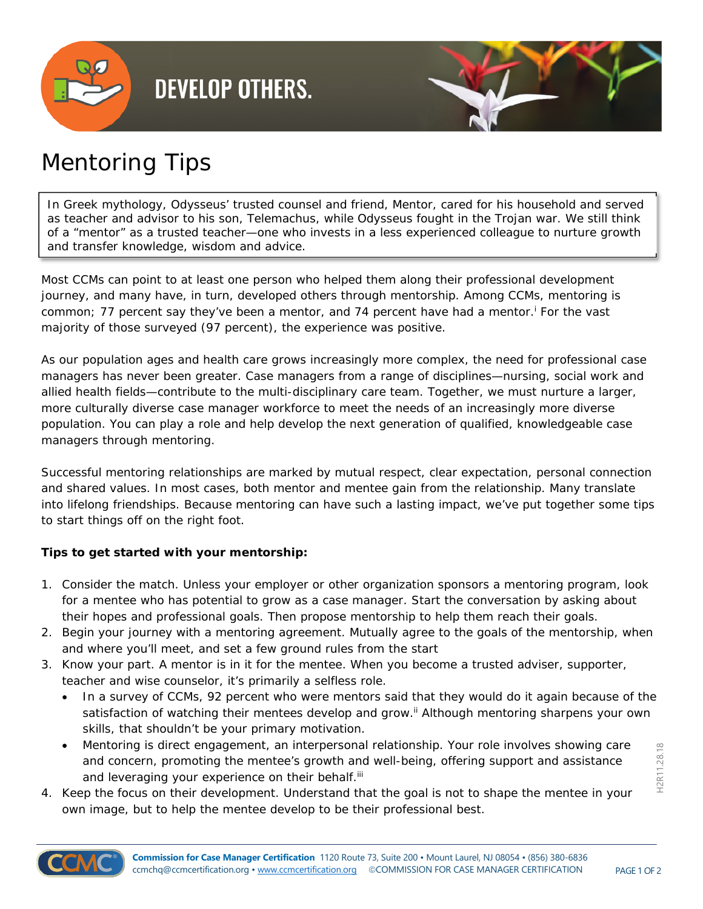# DEVELOP OTHERS.

# Mentoring Tips

In Greek mythology, Odysseus' trusted counsel and friend, Mentor, cared for his household and served as teacher and advisor to his son, Telemachus, while Odysseus fought in the Trojan war. We still think of a "mentor" as a trusted teacher—one who invests in a less experienced colleague to nurture growth and transfer knowledge, wisdom and advice.

Most CCMs can point to at least one person who helped them along their professional development journey, and many have, in turn, developed others through mentorship. Among CCMs, mentoring is common; 77 percent say they've been a mentor, and 74 percent have had a mentor.[i] For the vast majority of those surveyed (97 percent), the experience was positive.

As our population ages and health care grows increasingly more complex, the need for professional case managers has never been greater. Case managers from a range of disciplines—nursing, social work and allied health fields—contribute to the multi-disciplinary care team. Together, we must nurture a larger, more culturally diverse case manager workforce to meet the needs of an increasingly more diverse population. You can play a role and help develop the next generation of qualified, knowledgeable case managers through mentoring.

Successful mentoring relationships are marked by mutual respect, clear expectation, personal connection and shared values. In most cases, both mentor and mentee gain from the relationship. Many translate into lifelong friendships. Because mentoring can have such a lasting impact, we've put together some tips to start things off on the right foot.

**Tips to get started with your mentorship:**

1. Consider the match. Unless your employer or other organization sponsors a mentoring program, look for a mentee who has potential to grow as a case manager. Start the conversation by asking about their hopes and professional goals. Then propose mentorship to help them reach their goals.
2. Begin your journey with a mentoring agreement. Mutually agree to the goals of the mentorship, when and where you'll meet, and set a few ground rules from the start
3. Know your part. A mentor is in it for the mentee. When you become a trusted adviser, supporter, teacher and wise counselor, it's primarily a selfless role.
   - In a survey of CCMs, 92 percent who were mentors said that they would do it again because of the satisfaction of watching their mentees develop and grow.[ii] Although mentoring sharpens your own skills, that shouldn't be your primary motivation.
   - Mentoring is direct engagement, an interpersonal relationship. Your role involves showing care and concern, promoting the mentee's growth and well-being, offering support and assistance and leveraging your experience on their behalf.[iii]
4. Keep the focus on their development. Understand that the goal is not to shape the mentee in your own image, but to help the mentee develop to be their professional best.

H2R11.28.18

**Commission for Case Manager Certification** 1120 Route 73, Suite 200 • Mount Laurel, NJ 08054 • (856) 380-6836
ccmchq@ccmcertification.org • www.ccmcertification.org ©COMMISSION FOR CASE MANAGER CERTIFICATION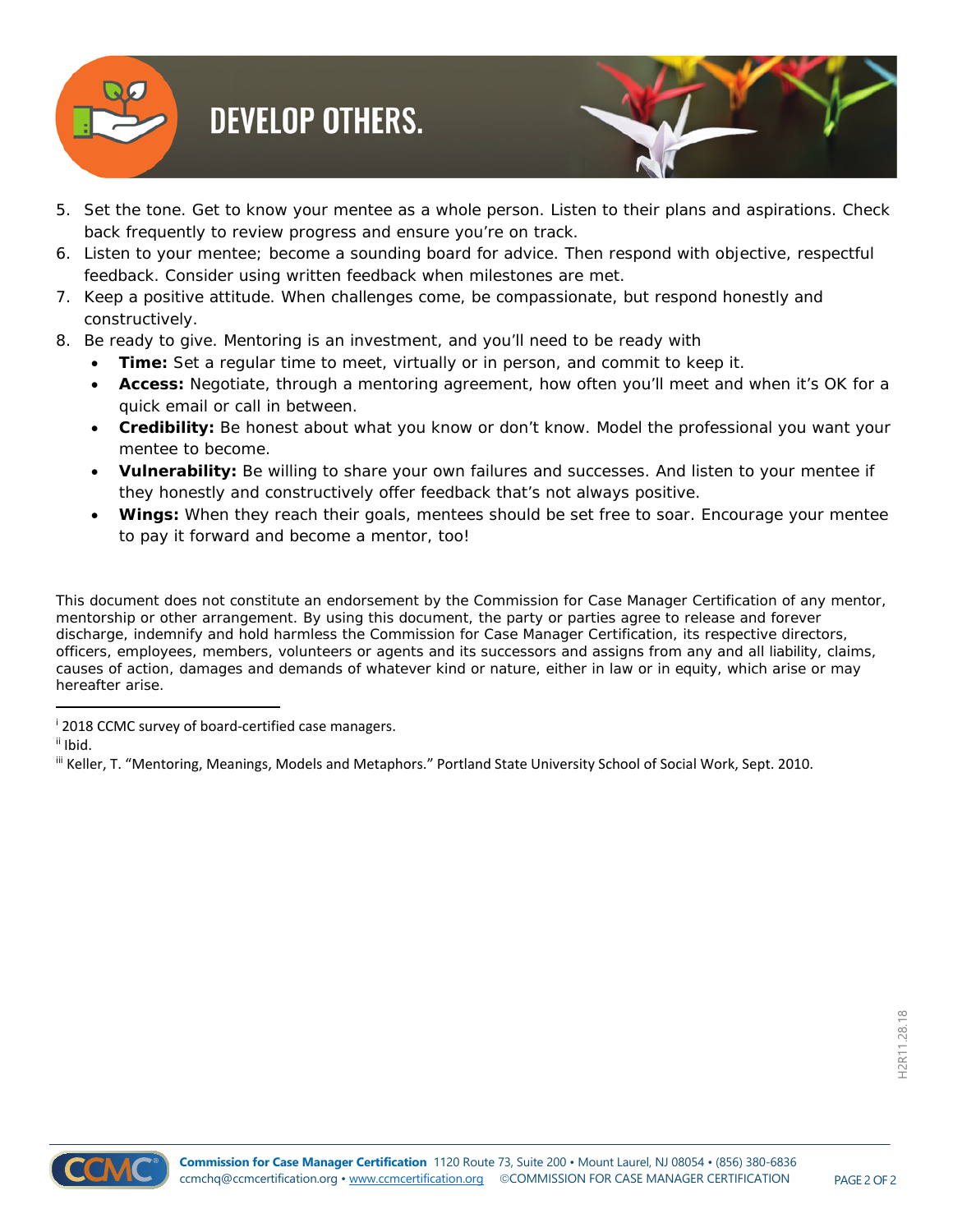# DEVELOP OTHERS.

5. Set the tone. Get to know your mentee as a whole person. Listen to their plans and aspirations. Check back frequently to review progress and ensure you're on track.
6. Listen to your mentee; become a sounding board for advice. Then respond with objective, respectful feedback. Consider using written feedback when milestones are met.
7. Keep a positive attitude. When challenges come, be compassionate, but respond honestly and constructively.
8. Be ready to give. Mentoring is an investment, and you'll need to be ready with
   - **Time:** Set a regular time to meet, virtually or in person, and commit to keep it.
   - **Access:** Negotiate, through a mentoring agreement, how often you'll meet and when it's OK for a quick email or call in between.
   - **Credibility:** Be honest about what you know or don't know. Model the professional you want your mentee to become.
   - **Vulnerability:** Be willing to share your own failures and successes. And listen to your mentee if they honestly and constructively offer feedback that's not always positive.
   - **Wings:** When they reach their goals, mentees should be set free to soar. Encourage your mentee to pay it forward and become a mentor, too!

This document does not constitute an endorsement by the Commission for Case Manager Certification of any mentor, mentorship or other arrangement. By using this document, the party or parties agree to release and forever discharge, indemnify and hold harmless the Commission for Case Manager Certification, its respective directors, officers, employees, members, volunteers or agents and its successors and assigns from any and all liability, claims, causes of action, damages and demands of whatever kind or nature, either in law or in equity, which arise or may hereafter arise.

---

[i] 2018 CCMC survey of board-certified case managers.

[ii] Ibid.

[iii] Keller, T. "Mentoring, Meanings, Models and Metaphors." Portland State University School of Social Work, Sept. 2010.

H2R11.28.18

**Commission for Case Manager Certification** 1120 Route 73, Suite 200 • Mount Laurel, NJ 08054 • (856) 380-6836
ccmchq@ccmcertification.org • www.ccmcertification.org ©COMMISSION FOR CASE MANAGER CERTIFICATION